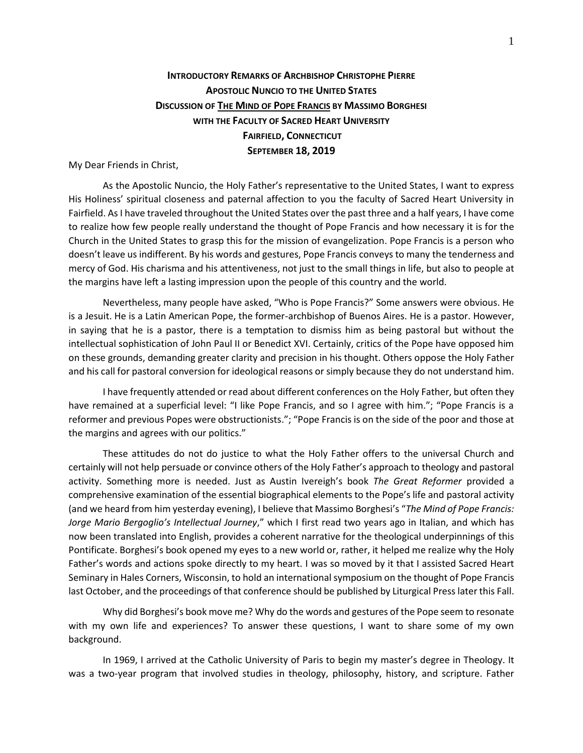# **Introductory Remarks of Archbishop Christophe Pierre**
## **Apostolic Nuncio to the United States**
## **Discussion of The Mind of Pope Francis by Massimo Borghesi**
## **with the Faculty of Sacred Heart University**
## **Fairfield, Connecticut**
## **September 18, 2019**

My Dear Friends in Christ,

As the Apostolic Nuncio, the Holy Father's representative to the United States, I want to express His Holiness' spiritual closeness and paternal affection to you the faculty of Sacred Heart University in Fairfield. As I have traveled throughout the United States over the past three and a half years, I have come to realize how few people really understand the thought of Pope Francis and how necessary it is for the Church in the United States to grasp this for the mission of evangelization. Pope Francis is a person who doesn't leave us indifferent. By his words and gestures, Pope Francis conveys to many the tenderness and mercy of God. His charisma and his attentiveness, not just to the small things in life, but also to people at the margins have left a lasting impression upon the people of this country and the world.

Nevertheless, many people have asked, "Who is Pope Francis?" Some answers were obvious. He is a Jesuit. He is a Latin American Pope, the former-archbishop of Buenos Aires. He is a pastor. However, in saying that he is a pastor, there is a temptation to dismiss him as being pastoral but without the intellectual sophistication of John Paul II or Benedict XVI. Certainly, critics of the Pope have opposed him on these grounds, demanding greater clarity and precision in his thought. Others oppose the Holy Father and his call for pastoral conversion for ideological reasons or simply because they do not understand him.

I have frequently attended or read about different conferences on the Holy Father, but often they have remained at a superficial level: "I like Pope Francis, and so I agree with him."; "Pope Francis is a reformer and previous Popes were obstructionists."; "Pope Francis is on the side of the poor and those at the margins and agrees with our politics."

These attitudes do not do justice to what the Holy Father offers to the universal Church and certainly will not help persuade or convince others of the Holy Father's approach to theology and pastoral activity. Something more is needed. Just as Austin Ivereigh's book *The Great Reformer* provided a comprehensive examination of the essential biographical elements to the Pope's life and pastoral activity (and we heard from him yesterday evening), I believe that Massimo Borghesi's "*The Mind of Pope Francis: Jorge Mario Bergoglio's Intellectual Journey*," which I first read two years ago in Italian, and which has now been translated into English, provides a coherent narrative for the theological underpinnings of this Pontificate. Borghesi's book opened my eyes to a new world or, rather, it helped me realize why the Holy Father's words and actions spoke directly to my heart. I was so moved by it that I assisted Sacred Heart Seminary in Hales Corners, Wisconsin, to hold an international symposium on the thought of Pope Francis last October, and the proceedings of that conference should be published by Liturgical Press later this Fall.

Why did Borghesi's book move me? Why do the words and gestures of the Pope seem to resonate with my own life and experiences? To answer these questions, I want to share some of my own background.

In 1969, I arrived at the Catholic University of Paris to begin my master's degree in Theology. It was a two-year program that involved studies in theology, philosophy, history, and scripture. Father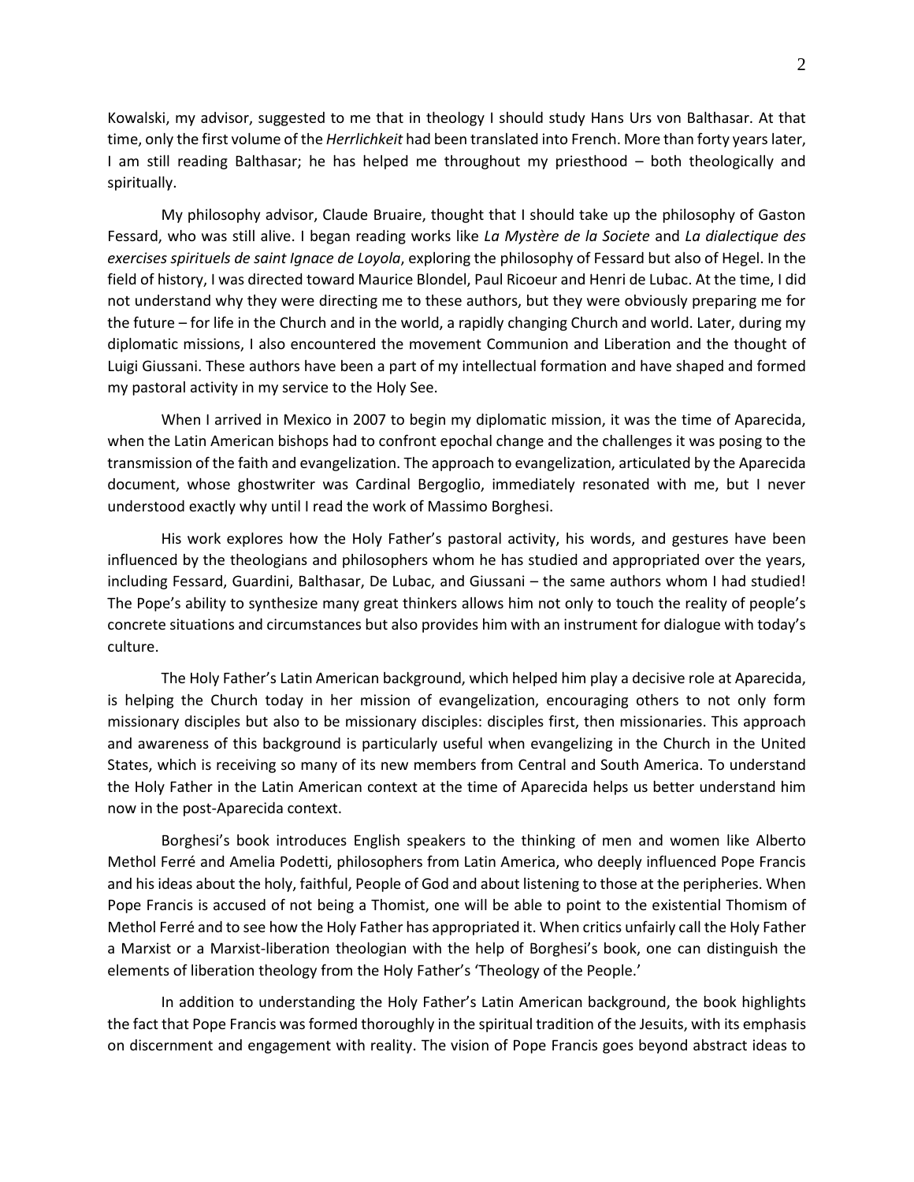Kowalski, my advisor, suggested to me that in theology I should study Hans Urs von Balthasar. At that time, only the first volume of the *Herrlichkeit* had been translated into French. More than forty years later, I am still reading Balthasar; he has helped me throughout my priesthood – both theologically and spiritually.

My philosophy advisor, Claude Bruaire, thought that I should take up the philosophy of Gaston Fessard, who was still alive. I began reading works like *La Mystère de la Societe* and *La dialectique des exercises spirituels de saint Ignace de Loyola*, exploring the philosophy of Fessard but also of Hegel. In the field of history, I was directed toward Maurice Blondel, Paul Ricoeur and Henri de Lubac. At the time, I did not understand why they were directing me to these authors, but they were obviously preparing me for the future – for life in the Church and in the world, a rapidly changing Church and world. Later, during my diplomatic missions, I also encountered the movement Communion and Liberation and the thought of Luigi Giussani. These authors have been a part of my intellectual formation and have shaped and formed my pastoral activity in my service to the Holy See.

When I arrived in Mexico in 2007 to begin my diplomatic mission, it was the time of Aparecida, when the Latin American bishops had to confront epochal change and the challenges it was posing to the transmission of the faith and evangelization. The approach to evangelization, articulated by the Aparecida document, whose ghostwriter was Cardinal Bergoglio, immediately resonated with me, but I never understood exactly why until I read the work of Massimo Borghesi.

His work explores how the Holy Father's pastoral activity, his words, and gestures have been influenced by the theologians and philosophers whom he has studied and appropriated over the years, including Fessard, Guardini, Balthasar, De Lubac, and Giussani – the same authors whom I had studied! The Pope's ability to synthesize many great thinkers allows him not only to touch the reality of people's concrete situations and circumstances but also provides him with an instrument for dialogue with today's culture.

The Holy Father's Latin American background, which helped him play a decisive role at Aparecida, is helping the Church today in her mission of evangelization, encouraging others to not only form missionary disciples but also to be missionary disciples: disciples first, then missionaries. This approach and awareness of this background is particularly useful when evangelizing in the Church in the United States, which is receiving so many of its new members from Central and South America. To understand the Holy Father in the Latin American context at the time of Aparecida helps us better understand him now in the post-Aparecida context.

Borghesi's book introduces English speakers to the thinking of men and women like Alberto Methol Ferré and Amelia Podetti, philosophers from Latin America, who deeply influenced Pope Francis and his ideas about the holy, faithful, People of God and about listening to those at the peripheries. When Pope Francis is accused of not being a Thomist, one will be able to point to the existential Thomism of Methol Ferré and to see how the Holy Father has appropriated it. When critics unfairly call the Holy Father a Marxist or a Marxist-liberation theologian with the help of Borghesi's book, one can distinguish the elements of liberation theology from the Holy Father's 'Theology of the People.'

In addition to understanding the Holy Father's Latin American background, the book highlights the fact that Pope Francis was formed thoroughly in the spiritual tradition of the Jesuits, with its emphasis on discernment and engagement with reality. The vision of Pope Francis goes beyond abstract ideas to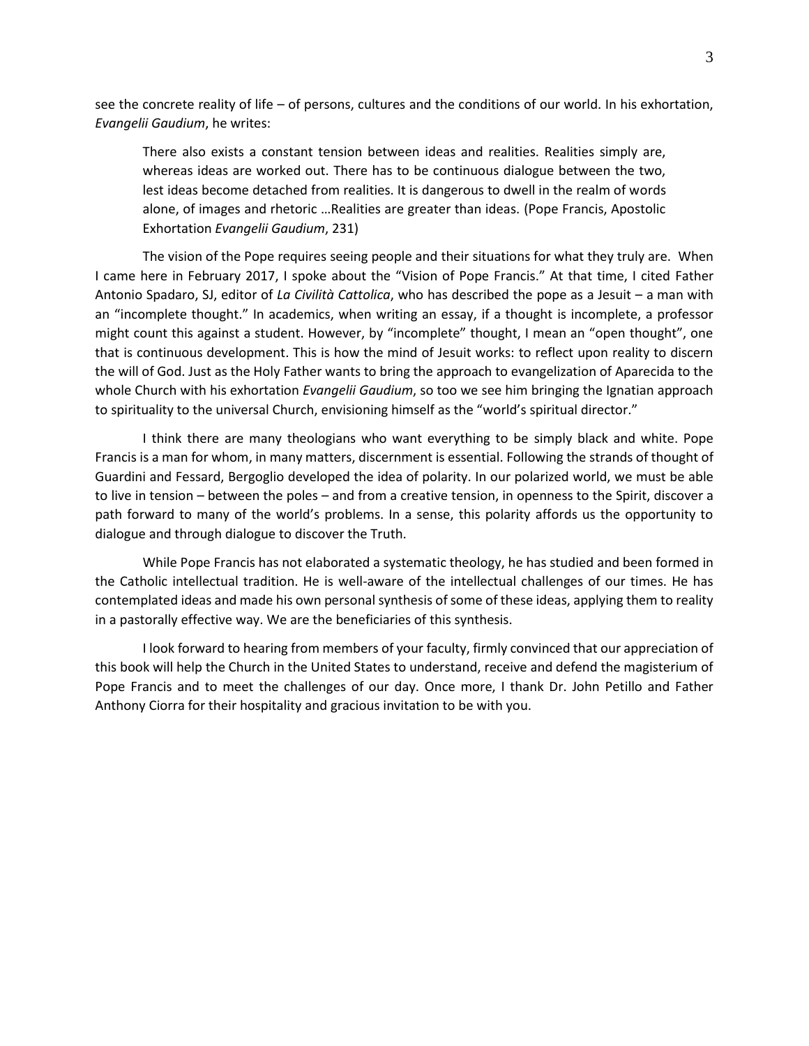see the concrete reality of life – of persons, cultures and the conditions of our world. In his exhortation, *Evangelii Gaudium*, he writes:

> There also exists a constant tension between ideas and realities. Realities simply are, whereas ideas are worked out. There has to be continuous dialogue between the two, lest ideas become detached from realities. It is dangerous to dwell in the realm of words alone, of images and rhetoric …Realities are greater than ideas. (Pope Francis, Apostolic Exhortation *Evangelii Gaudium*, 231)

The vision of the Pope requires seeing people and their situations for what they truly are. When I came here in February 2017, I spoke about the "Vision of Pope Francis." At that time, I cited Father Antonio Spadaro, SJ, editor of *La Civilità Cattolica*, who has described the pope as a Jesuit – a man with an "incomplete thought." In academics, when writing an essay, if a thought is incomplete, a professor might count this against a student. However, by "incomplete" thought, I mean an "open thought", one that is continuous development. This is how the mind of Jesuit works: to reflect upon reality to discern the will of God. Just as the Holy Father wants to bring the approach to evangelization of Aparecida to the whole Church with his exhortation *Evangelii Gaudium*, so too we see him bringing the Ignatian approach to spirituality to the universal Church, envisioning himself as the "world's spiritual director."

I think there are many theologians who want everything to be simply black and white. Pope Francis is a man for whom, in many matters, discernment is essential. Following the strands of thought of Guardini and Fessard, Bergoglio developed the idea of polarity. In our polarized world, we must be able to live in tension – between the poles – and from a creative tension, in openness to the Spirit, discover a path forward to many of the world's problems. In a sense, this polarity affords us the opportunity to dialogue and through dialogue to discover the Truth.

While Pope Francis has not elaborated a systematic theology, he has studied and been formed in the Catholic intellectual tradition. He is well-aware of the intellectual challenges of our times. He has contemplated ideas and made his own personal synthesis of some of these ideas, applying them to reality in a pastorally effective way. We are the beneficiaries of this synthesis.

I look forward to hearing from members of your faculty, firmly convinced that our appreciation of this book will help the Church in the United States to understand, receive and defend the magisterium of Pope Francis and to meet the challenges of our day. Once more, I thank Dr. John Petillo and Father Anthony Ciorra for their hospitality and gracious invitation to be with you.